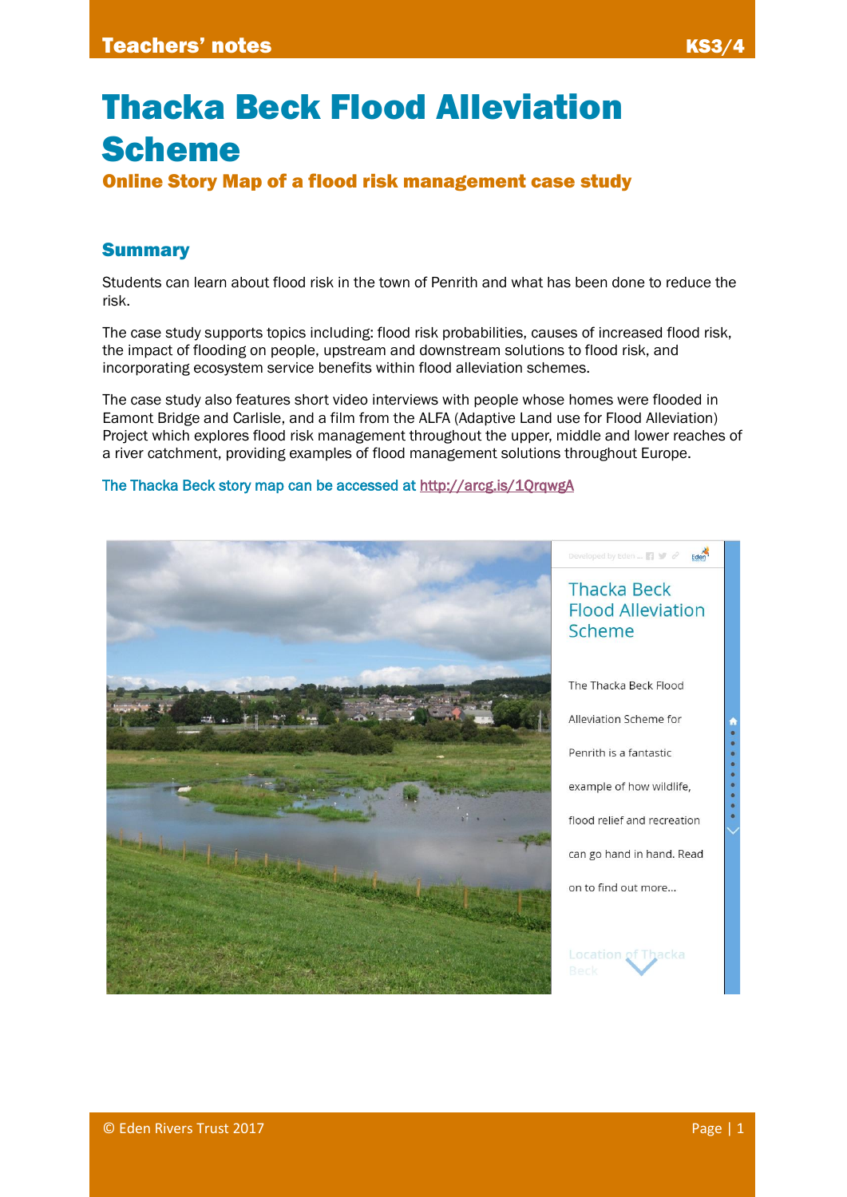# Thacka Beck Flood Alleviation Scheme

## Online Story Map of a flood risk management case study

### Summary

Students can learn about flood risk in the town of Penrith and what has been done to reduce the risk.

The case study supports topics including: flood risk probabilities, causes of increased flood risk, the impact of flooding on people, upstream and downstream solutions to flood risk, and incorporating ecosystem service benefits within flood alleviation schemes.

The case study also features short video interviews with people whose homes were flooded in Eamont Bridge and Carlisle, and a film from the ALFA (Adaptive Land use for Flood Alleviation) Project which explores flood risk management throughout the upper, middle and lower reaches of a river catchment, providing examples of flood management solutions throughout Europe.

The Thacka Beck story map can be accessed at http://arcg.is/1QrqwgA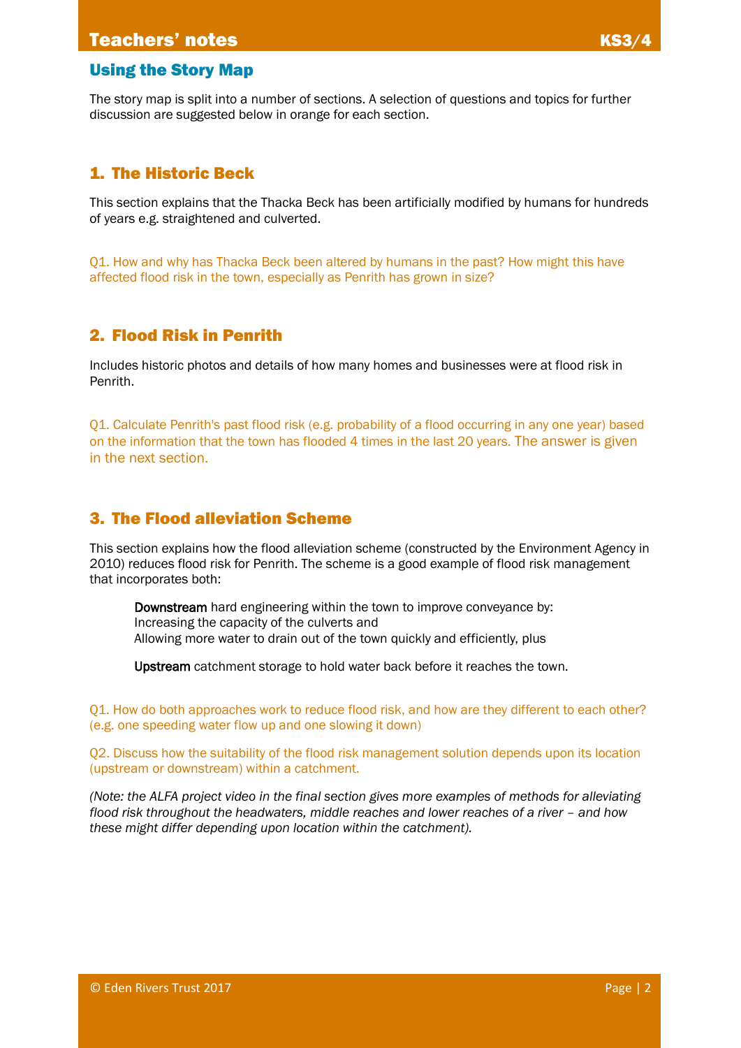## Using the Story Map

The story map is split into a number of sections. A selection of questions and topics for further discussion are suggested below in orange for each section.

### 1. The Historic Beck

This section explains that the Thacka Beck has been artificially modified by humans for hundreds of years e.g. straightened and culverted.

Q1. How and why has Thacka Beck been altered by humans in the past? How might this have affected flood risk in the town, especially as Penrith has grown in size?

### 2. Flood Risk in Penrith

Includes historic photos and details of how many homes and businesses were at flood risk in Penrith.

Q1. Calculate Penrith's past flood risk (e.g. probability of a flood occurring in any one year) based on the information that the town has flooded 4 times in the last 20 years. The answer is given in the next section.

### 3. The Flood alleviation Scheme

This section explains how the flood alleviation scheme (constructed by the Environment Agency in 2010) reduces flood risk for Penrith. The scheme is a good example of flood risk management that incorporates both:

> **Downstream** hard engineering within the town to improve conveyance by:
> Increasing the capacity of the culverts and
> Allowing more water to drain out of the town quickly and efficiently, plus
>
> **Upstream** catchment storage to hold water back before it reaches the town.

Q1. How do both approaches work to reduce flood risk, and how are they different to each other? (e.g. one speeding water flow up and one slowing it down)

Q2. Discuss how the suitability of the flood risk management solution depends upon its location (upstream or downstream) within a catchment.

*(Note: the ALFA project video in the final section gives more examples of methods for alleviating flood risk throughout the headwaters, middle reaches and lower reaches of a river – and how these might differ depending upon location within the catchment).*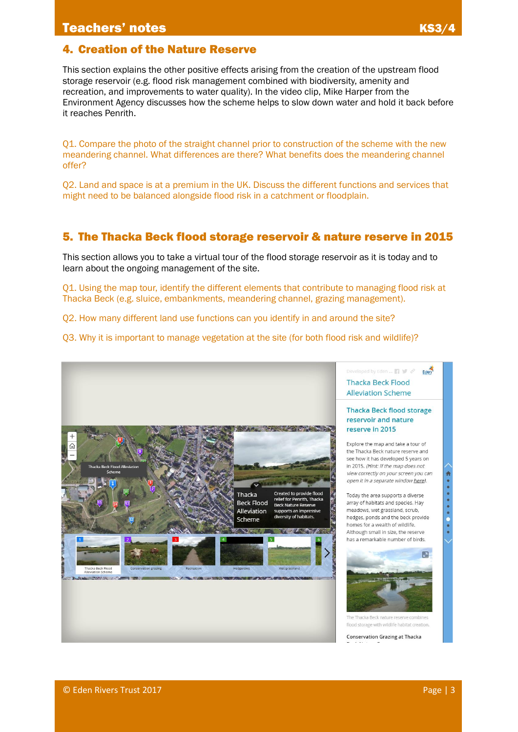## 4. Creation of the Nature Reserve

This section explains the other positive effects arising from the creation of the upstream flood storage reservoir (e.g. flood risk management combined with biodiversity, amenity and recreation, and improvements to water quality). In the video clip, Mike Harper from the Environment Agency discusses how the scheme helps to slow down water and hold it back before it reaches Penrith.

Q1. Compare the photo of the straight channel prior to construction of the scheme with the new meandering channel. What differences are there? What benefits does the meandering channel offer?

Q2. Land and space is at a premium in the UK. Discuss the different functions and services that might need to be balanced alongside flood risk in a catchment or floodplain.

## 5. The Thacka Beck flood storage reservoir & nature reserve in 2015

This section allows you to take a virtual tour of the flood storage reservoir as it is today and to learn about the ongoing management of the site.

Q1. Using the map tour, identify the different elements that contribute to managing flood risk at Thacka Beck (e.g. sluice, embankments, meandering channel, grazing management).

Q2. How many different land use functions can you identify in and around the site?

Q3. Why it is important to manage vegetation at the site (for both flood risk and wildlife)?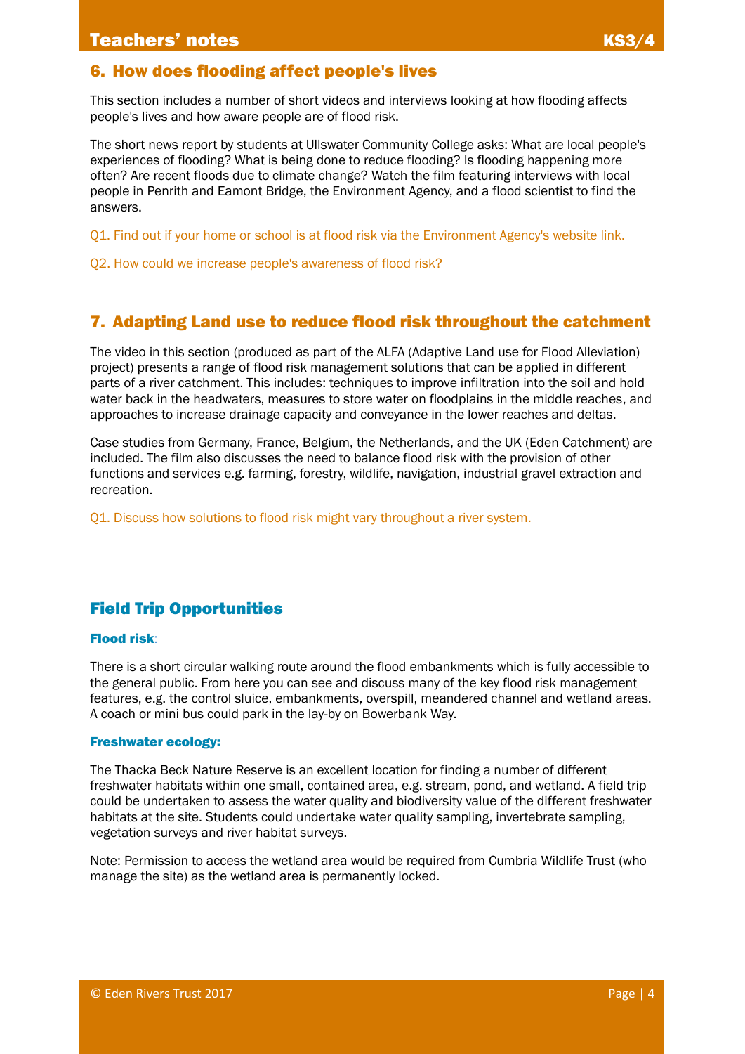## 6. How does flooding affect people's lives

This section includes a number of short videos and interviews looking at how flooding affects people's lives and how aware people are of flood risk.

The short news report by students at Ullswater Community College asks: What are local people's experiences of flooding? What is being done to reduce flooding? Is flooding happening more often? Are recent floods due to climate change? Watch the film featuring interviews with local people in Penrith and Eamont Bridge, the Environment Agency, and a flood scientist to find the answers.

Q1. Find out if your home or school is at flood risk via the Environment Agency's website link.

Q2. How could we increase people's awareness of flood risk?

## 7. Adapting Land use to reduce flood risk throughout the catchment

The video in this section (produced as part of the ALFA (Adaptive Land use for Flood Alleviation) project) presents a range of flood risk management solutions that can be applied in different parts of a river catchment. This includes: techniques to improve infiltration into the soil and hold water back in the headwaters, measures to store water on floodplains in the middle reaches, and approaches to increase drainage capacity and conveyance in the lower reaches and deltas.

Case studies from Germany, France, Belgium, the Netherlands, and the UK (Eden Catchment) are included. The film also discusses the need to balance flood risk with the provision of other functions and services e.g. farming, forestry, wildlife, navigation, industrial gravel extraction and recreation.

Q1. Discuss how solutions to flood risk might vary throughout a river system.

## Field Trip Opportunities

### Flood risk:

There is a short circular walking route around the flood embankments which is fully accessible to the general public. From here you can see and discuss many of the key flood risk management features, e.g. the control sluice, embankments, overspill, meandered channel and wetland areas. A coach or mini bus could park in the lay-by on Bowerbank Way.

### Freshwater ecology:

The Thacka Beck Nature Reserve is an excellent location for finding a number of different freshwater habitats within one small, contained area, e.g. stream, pond, and wetland. A field trip could be undertaken to assess the water quality and biodiversity value of the different freshwater habitats at the site. Students could undertake water quality sampling, invertebrate sampling, vegetation surveys and river habitat surveys.

Note: Permission to access the wetland area would be required from Cumbria Wildlife Trust (who manage the site) as the wetland area is permanently locked.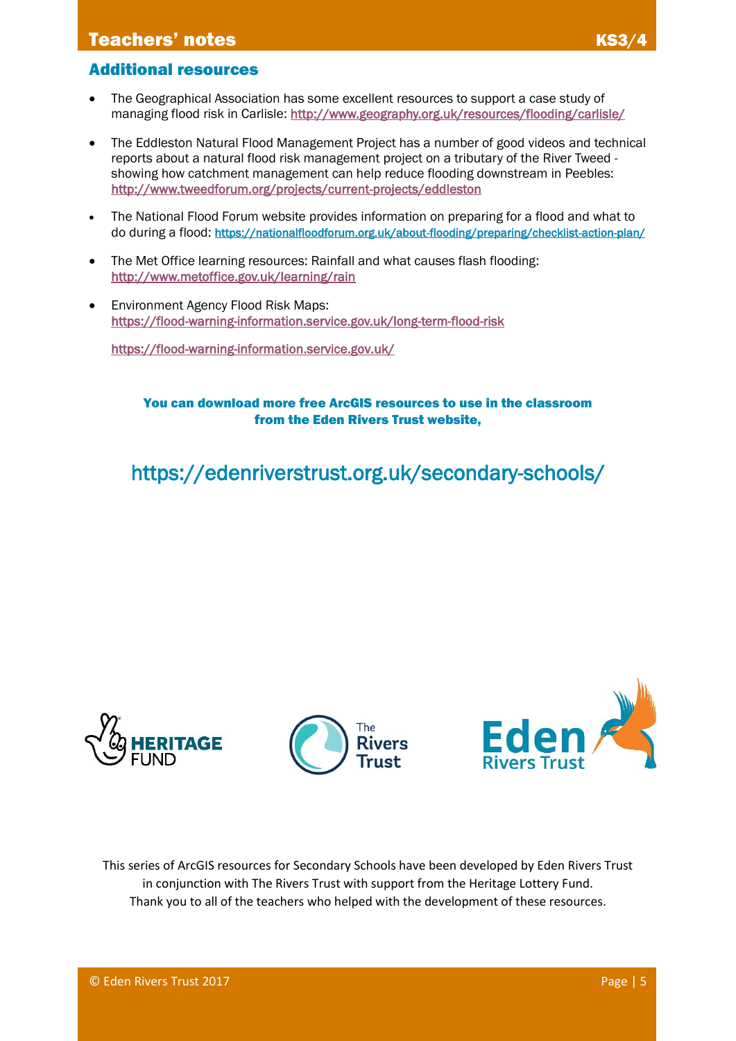## Additional resources

- The Geographical Association has some excellent resources to support a case study of managing flood risk in Carlisle: http://www.geography.org.uk/resources/flooding/carlisle/
- The Eddleston Natural Flood Management Project has a number of good videos and technical reports about a natural flood risk management project on a tributary of the River Tweed - showing how catchment management can help reduce flooding downstream in Peebles: http://www.tweedforum.org/projects/current-projects/eddleston
- The National Flood Forum website provides information on preparing for a flood and what to do during a flood: https://nationalfloodforum.org.uk/about-flooding/preparing/checklist-action-plan/
- The Met Office learning resources: Rainfall and what causes flash flooding: http://www.metoffice.gov.uk/learning/rain
- Environment Agency Flood Risk Maps: https://flood-warning-information.service.gov.uk/long-term-flood-risk

  https://flood-warning-information.service.gov.uk/

**You can download more free ArcGIS resources to use in the classroom from the Eden Rivers Trust website,**

https://edenriverstrust.org.uk/secondary-schools/

HERITAGE FUND

The Rivers Trust

Eden Rivers Trust

This series of ArcGIS resources for Secondary Schools have been developed by Eden Rivers Trust in conjunction with The Rivers Trust with support from the Heritage Lottery Fund.
Thank you to all of the teachers who helped with the development of these resources.

© Eden Rivers Trust 2017